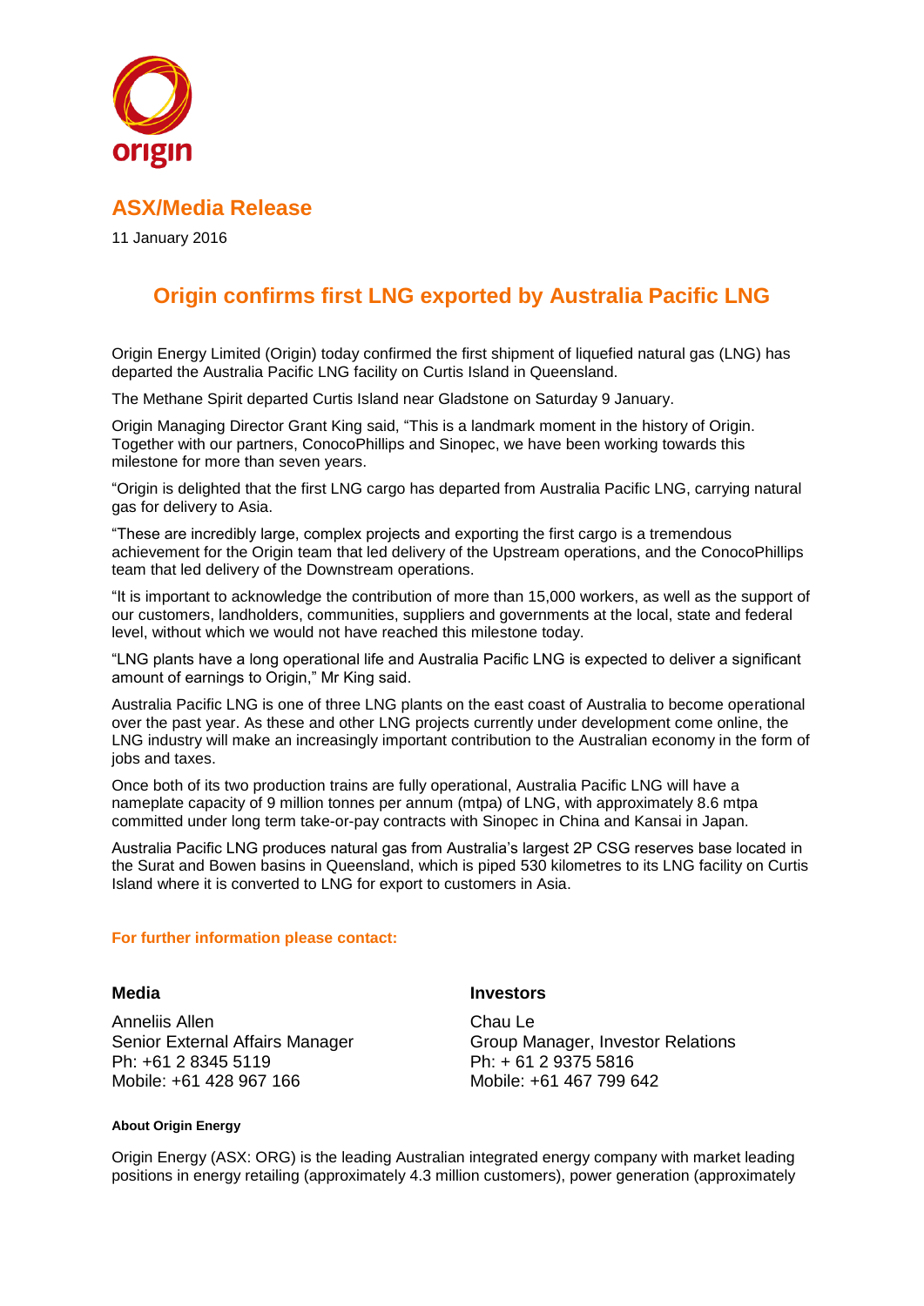origin

## ASX/Media Release

11 January 2016

# Origin confirms first LNG exported by Australia Pacific LNG

Origin Energy Limited (Origin) today confirmed the first shipment of liquefied natural gas (LNG) has departed the Australia Pacific LNG facility on Curtis Island in Queensland.

The Methane Spirit departed Curtis Island near Gladstone on Saturday 9 January.

Origin Managing Director Grant King said, "This is a landmark moment in the history of Origin. Together with our partners, ConocoPhillips and Sinopec, we have been working towards this milestone for more than seven years.

"Origin is delighted that the first LNG cargo has departed from Australia Pacific LNG, carrying natural gas for delivery to Asia.

"These are incredibly large, complex projects and exporting the first cargo is a tremendous achievement for the Origin team that led delivery of the Upstream operations, and the ConocoPhillips team that led delivery of the Downstream operations.

"It is important to acknowledge the contribution of more than 15,000 workers, as well as the support of our customers, landholders, communities, suppliers and governments at the local, state and federal level, without which we would not have reached this milestone today.

"LNG plants have a long operational life and Australia Pacific LNG is expected to deliver a significant amount of earnings to Origin," Mr King said.

Australia Pacific LNG is one of three LNG plants on the east coast of Australia to become operational over the past year. As these and other LNG projects currently under development come online, the LNG industry will make an increasingly important contribution to the Australian economy in the form of jobs and taxes.

Once both of its two production trains are fully operational, Australia Pacific LNG will have a nameplate capacity of 9 million tonnes per annum (mtpa) of LNG, with approximately 8.6 mtpa committed under long term take-or-pay contracts with Sinopec in China and Kansai in Japan.

Australia Pacific LNG produces natural gas from Australia's largest 2P CSG reserves base located in the Surat and Bowen basins in Queensland, which is piped 530 kilometres to its LNG facility on Curtis Island where it is converted to LNG for export to customers in Asia.

**For further information please contact:**

**Media**

Anneliis Allen
Senior External Affairs Manager
Ph: +61 2 8345 5119
Mobile: +61 428 967 166

**Investors**

Chau Le
Group Manager, Investor Relations
Ph: + 61 2 9375 5816
Mobile: +61 467 799 642

**About Origin Energy**

Origin Energy (ASX: ORG) is the leading Australian integrated energy company with market leading positions in energy retailing (approximately 4.3 million customers), power generation (approximately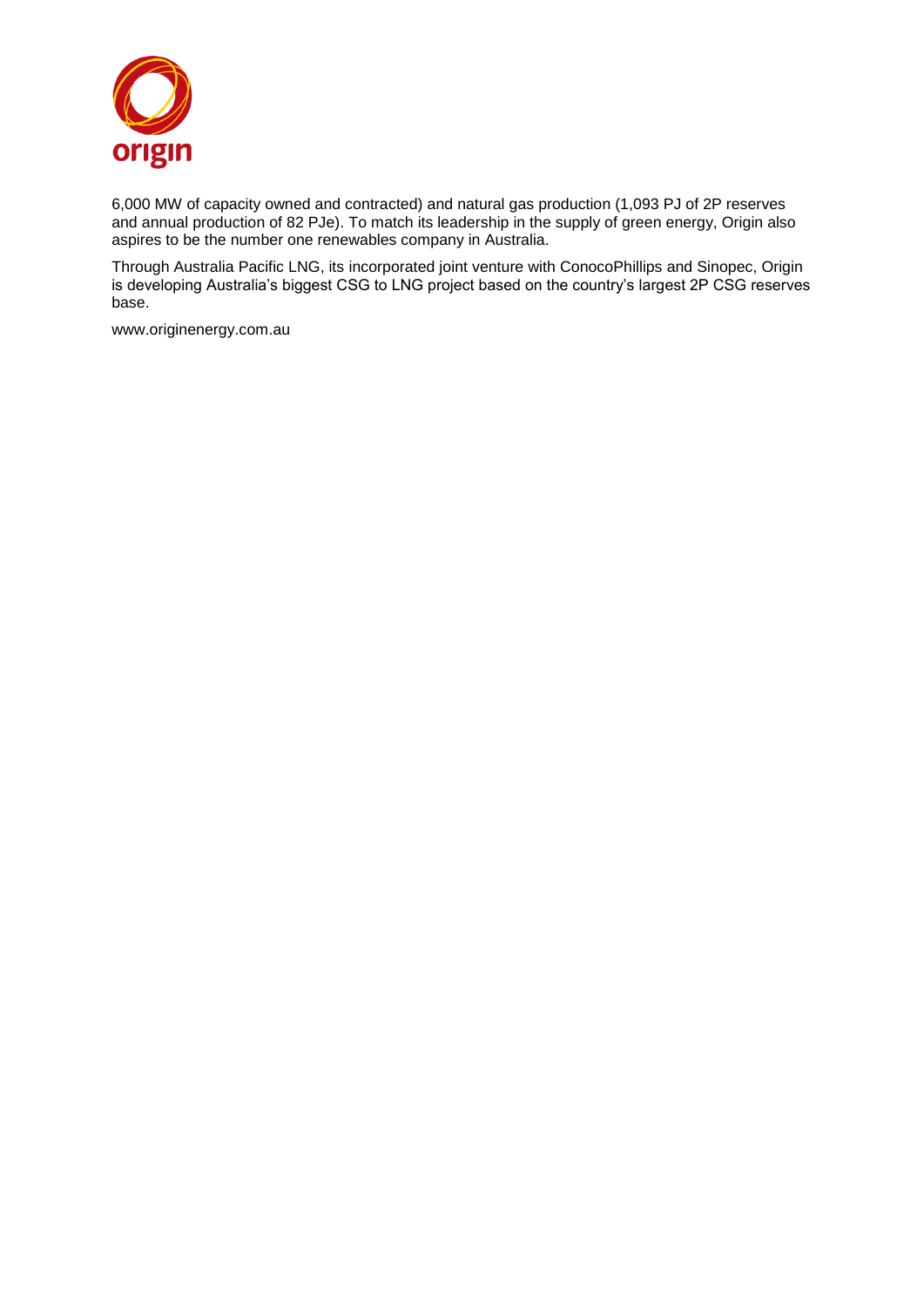6,000 MW of capacity owned and contracted) and natural gas production (1,093 PJ of 2P reserves and annual production of 82 PJe). To match its leadership in the supply of green energy, Origin also aspires to be the number one renewables company in Australia.

Through Australia Pacific LNG, its incorporated joint venture with ConocoPhillips and Sinopec, Origin is developing Australia's biggest CSG to LNG project based on the country's largest 2P CSG reserves base.

www.originenergy.com.au